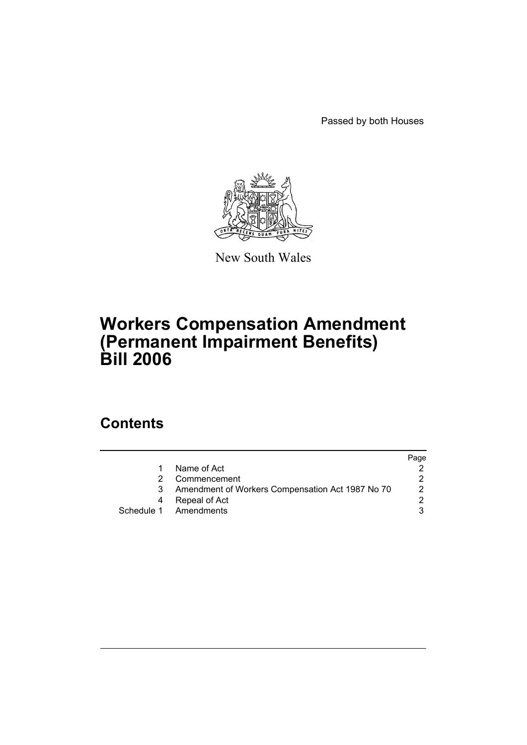Passed by both Houses

New South Wales

# Workers Compensation Amendment (Permanent Impairment Benefits) Bill 2006

## Contents

| | | Page |
|---|---|---|
| 1 | Name of Act | 2 |
| 2 | Commencement | 2 |
| 3 | Amendment of Workers Compensation Act 1987 No 70 | 2 |
| 4 | Repeal of Act | 2 |
| Schedule 1 | Amendments | 3 |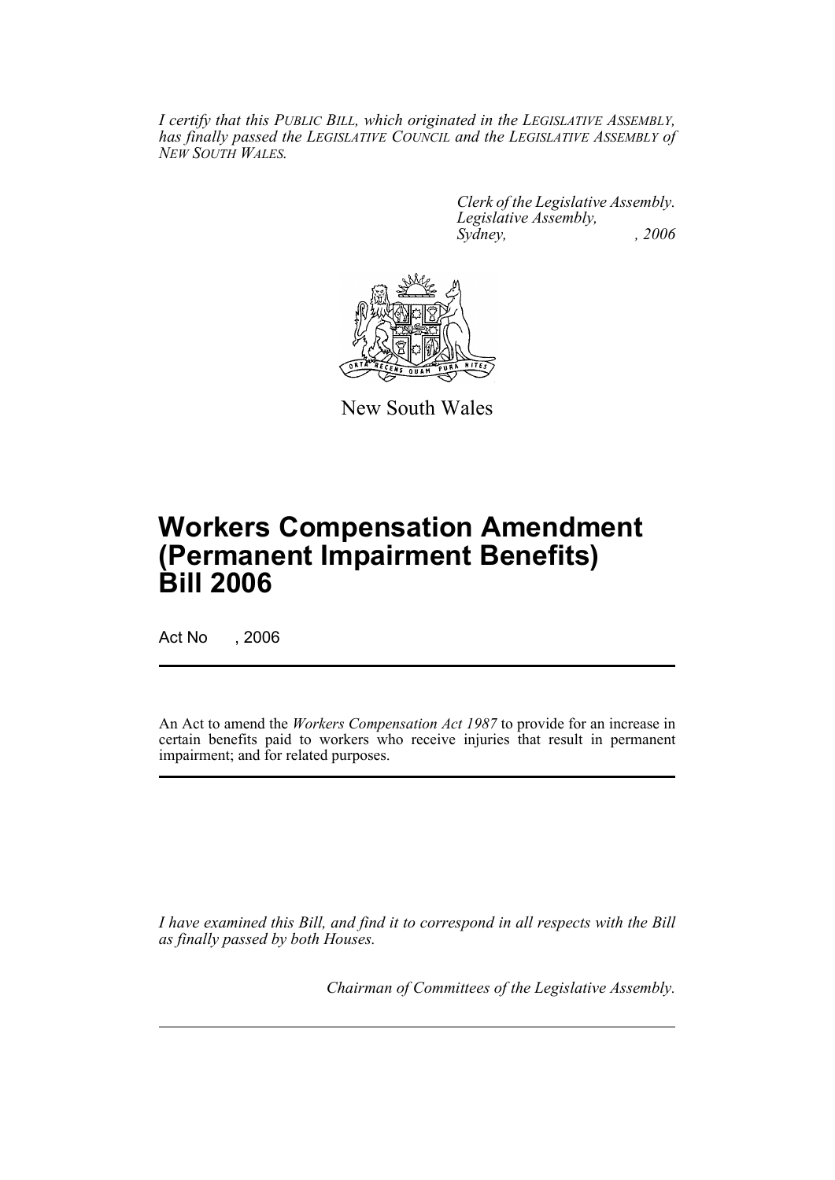*I certify that this PUBLIC BILL, which originated in the LEGISLATIVE ASSEMBLY, has finally passed the LEGISLATIVE COUNCIL and the LEGISLATIVE ASSEMBLY of NEW SOUTH WALES.*

*Clerk of the Legislative Assembly.*
*Legislative Assembly,*
*Sydney, , 2006*

New South Wales

# Workers Compensation Amendment (Permanent Impairment Benefits) Bill 2006

Act No , 2006

An Act to amend the *Workers Compensation Act 1987* to provide for an increase in certain benefits paid to workers who receive injuries that result in permanent impairment; and for related purposes.

*I have examined this Bill, and find it to correspond in all respects with the Bill as finally passed by both Houses.*

*Chairman of Committees of the Legislative Assembly.*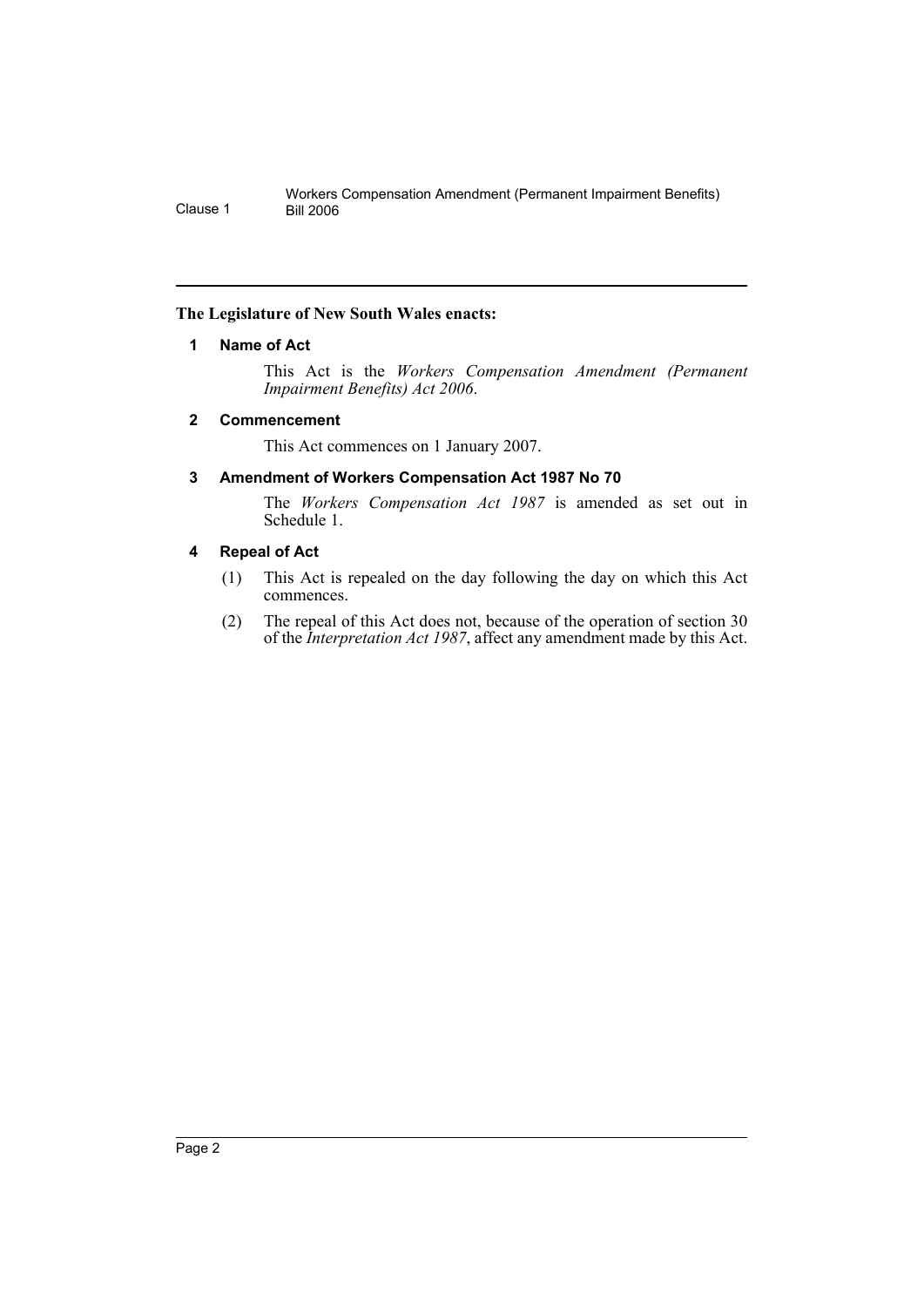**The Legislature of New South Wales enacts:**

### 1 Name of Act

This Act is the *Workers Compensation Amendment (Permanent Impairment Benefits) Act 2006*.

### 2 Commencement

This Act commences on 1 January 2007.

### 3 Amendment of Workers Compensation Act 1987 No 70

The *Workers Compensation Act 1987* is amended as set out in Schedule 1.

### 4 Repeal of Act

(1) This Act is repealed on the day following the day on which this Act commences.

(2) The repeal of this Act does not, because of the operation of section 30 of the *Interpretation Act 1987*, affect any amendment made by this Act.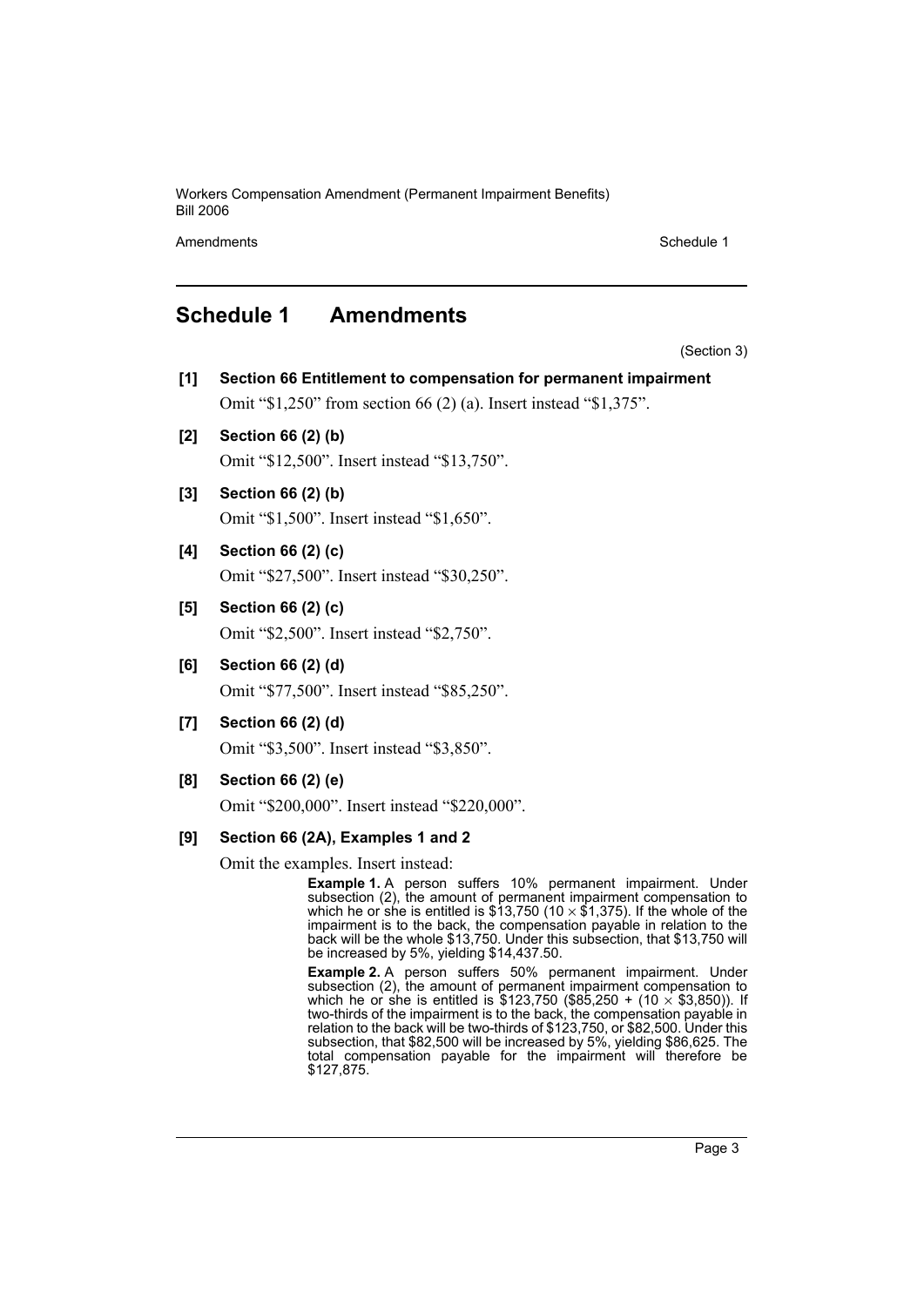## Schedule 1 Amendments

(Section 3)

**[1] Section 66 Entitlement to compensation for permanent impairment**

Omit "$1,250" from section 66 (2) (a). Insert instead "$1,375".

**[2] Section 66 (2) (b)**

Omit "$12,500". Insert instead "$13,750".

**[3] Section 66 (2) (b)**

Omit "$1,500". Insert instead "$1,650".

**[4] Section 66 (2) (c)**

Omit "$27,500". Insert instead "$30,250".

**[5] Section 66 (2) (c)**

Omit "$2,500". Insert instead "$2,750".

**[6] Section 66 (2) (d)**

Omit "$77,500". Insert instead "$85,250".

**[7] Section 66 (2) (d)**

Omit "$3,500". Insert instead "$3,850".

**[8] Section 66 (2) (e)**

Omit "$200,000". Insert instead "$220,000".

**[9] Section 66 (2A), Examples 1 and 2**

Omit the examples. Insert instead:

> **Example 1.** A person suffers 10% permanent impairment. Under subsection (2), the amount of permanent impairment compensation to which he or she is entitled is $13,750 (10 × $1,375). If the whole of the impairment is to the back, the compensation payable in relation to the back will be the whole $13,750. Under this subsection, that $13,750 will be increased by 5%, yielding $14,437.50.
>
> **Example 2.** A person suffers 50% permanent impairment. Under subsection (2), the amount of permanent impairment compensation to which he or she is entitled is $123,750 ($85,250 + (10 × $3,850)). If two-thirds of the impairment is to the back, the compensation payable in relation to the back will be two-thirds of $123,750, or $82,500. Under this subsection, that $82,500 will be increased by 5%, yielding $86,625. The total compensation payable for the impairment will therefore be $127,875.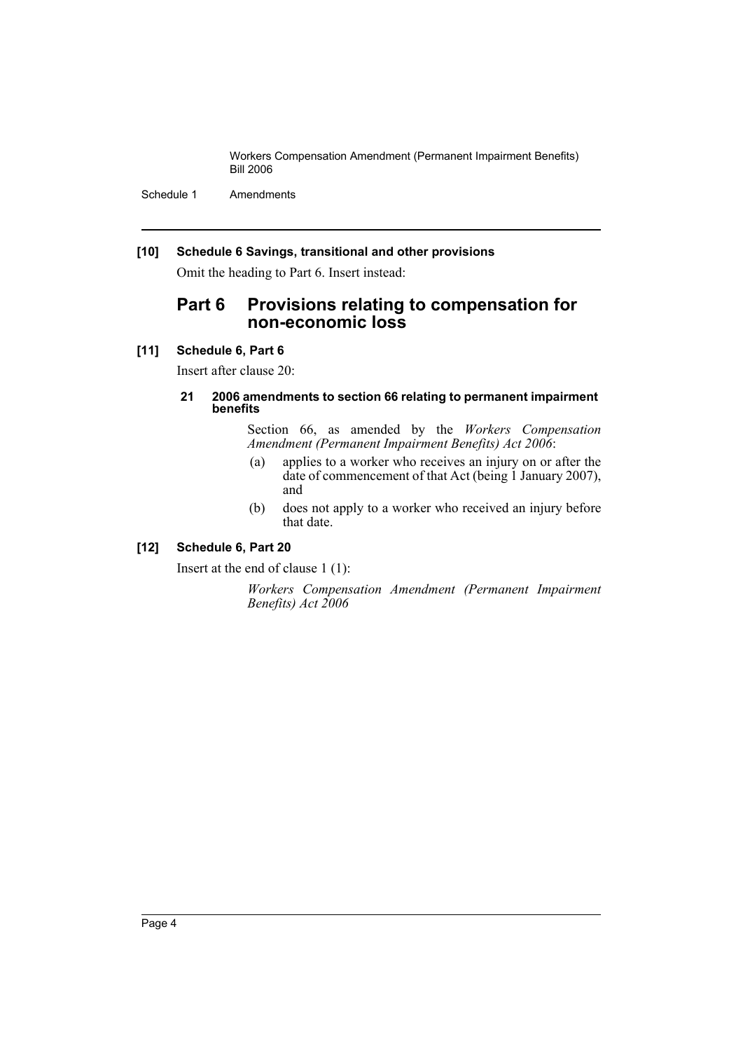**[10] Schedule 6 Savings, transitional and other provisions**

Omit the heading to Part 6. Insert instead:

## Part 6 Provisions relating to compensation for non-economic loss

**[11] Schedule 6, Part 6**

Insert after clause 20:

**21 2006 amendments to section 66 relating to permanent impairment benefits**

Section 66, as amended by the *Workers Compensation Amendment (Permanent Impairment Benefits) Act 2006*:

(a) applies to a worker who receives an injury on or after the date of commencement of that Act (being 1 January 2007), and

(b) does not apply to a worker who received an injury before that date.

**[12] Schedule 6, Part 20**

Insert at the end of clause 1 (1):

*Workers Compensation Amendment (Permanent Impairment Benefits) Act 2006*